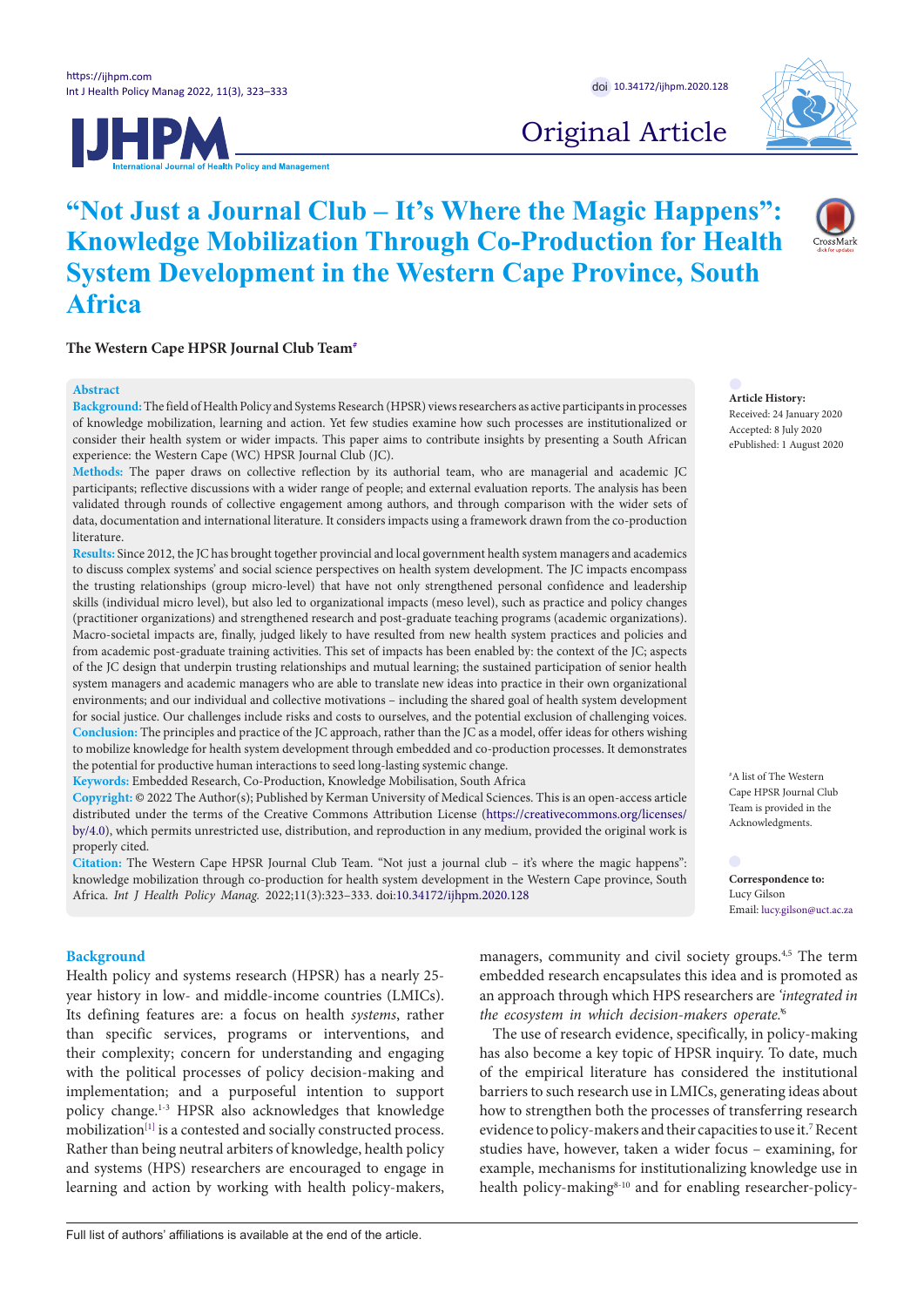Original Article

# "Not Just a Journal Club – It's Where the Magic Happens": Knowledge Mobilization Through Co-Production for Health System Development in the Western Cape Province, South Africa

**The Western Cape HPSR Journal Club Team**[#]

## Abstract

**Background:** The field of Health Policy and Systems Research (HPSR) views researchers as active participants in processes of knowledge mobilization, learning and action. Yet few studies examine how such processes are institutionalized or consider their health system or wider impacts. This paper aims to contribute insights by presenting a South African experience: the Western Cape (WC) HPSR Journal Club (JC).

**Methods:** The paper draws on collective reflection by its authorial team, who are managerial and academic JC participants; reflective discussions with a wider range of people; and external evaluation reports. The analysis has been validated through rounds of collective engagement among authors, and through comparison with the wider sets of data, documentation and international literature. It considers impacts using a framework drawn from the co-production literature.

**Results:** Since 2012, the JC has brought together provincial and local government health system managers and academics to discuss complex systems' and social science perspectives on health system development. The JC impacts encompass the trusting relationships (group micro-level) that have not only strengthened personal confidence and leadership skills (individual micro level), but also led to organizational impacts (meso level), such as practice and policy changes (practitioner organizations) and strengthened research and post-graduate teaching programs (academic organizations). Macro-societal impacts are, finally, judged likely to have resulted from new health system practices and policies and from academic post-graduate training activities. This set of impacts has been enabled by: the context of the JC; aspects of the JC design that underpin trusting relationships and mutual learning; the sustained participation of senior health system managers and academic managers who are able to translate new ideas into practice in their own organizational environments; and our individual and collective motivations – including the shared goal of health system development for social justice. Our challenges include risks and costs to ourselves, and the potential exclusion of challenging voices.

**Conclusion:** The principles and practice of the JC approach, rather than the JC as a model, offer ideas for others wishing to mobilize knowledge for health system development through embedded and co-production processes. It demonstrates the potential for productive human interactions to seed long-lasting systemic change.

**Keywords:** Embedded Research, Co-Production, Knowledge Mobilisation, South Africa

**Copyright:** © 2022 The Author(s); Published by Kerman University of Medical Sciences. This is an open-access article distributed under the terms of the Creative Commons Attribution License (https://creativecommons.org/licenses/by/4.0), which permits unrestricted use, distribution, and reproduction in any medium, provided the original work is properly cited.

**Citation:** The Western Cape HPSR Journal Club Team. "Not just a journal club – it's where the magic happens": knowledge mobilization through co-production for health system development in the Western Cape province, South Africa. *Int J Health Policy Manag.* 2022;11(3):323–333. doi:10.34172/ijhpm.2020.128

**Article History:**
Received: 24 January 2020
Accepted: 8 July 2020
ePublished: 1 August 2020

[#]A list of The Western Cape HPSR Journal Club Team is provided in the Acknowledgments.

**Correspondence to:**
Lucy Gilson
Email: lucy.gilson@uct.ac.za

## Background

Health policy and systems research (HPSR) has a nearly 25-year history in low- and middle-income countries (LMICs). Its defining features are: a focus on health *systems*, rather than specific services, programs or interventions, and their complexity; concern for understanding and engaging with the political processes of policy decision-making and implementation; and a purposeful intention to support policy change.[1-3] HPSR also acknowledges that knowledge mobilization[1] is a contested and socially constructed process. Rather than being neutral arbiters of knowledge, health policy and systems (HPS) researchers are encouraged to engage in learning and action by working with health policy-makers, managers, community and civil society groups.[4,5] The term embedded research encapsulates this idea and is promoted as an approach through which HPS researchers are *'integrated in the ecosystem in which decision-makers operate.'*[6]

The use of research evidence, specifically, in policy-making has also become a key topic of HPSR inquiry. To date, much of the empirical literature has considered the institutional barriers to such research use in LMICs, generating ideas about how to strengthen both the processes of transferring research evidence to policy-makers and their capacities to use it.[7] Recent studies have, however, taken a wider focus – examining, for example, mechanisms for institutionalizing knowledge use in health policy-making[8-10] and for enabling researcher-policy-

Full list of authors' affiliations is available at the end of the article.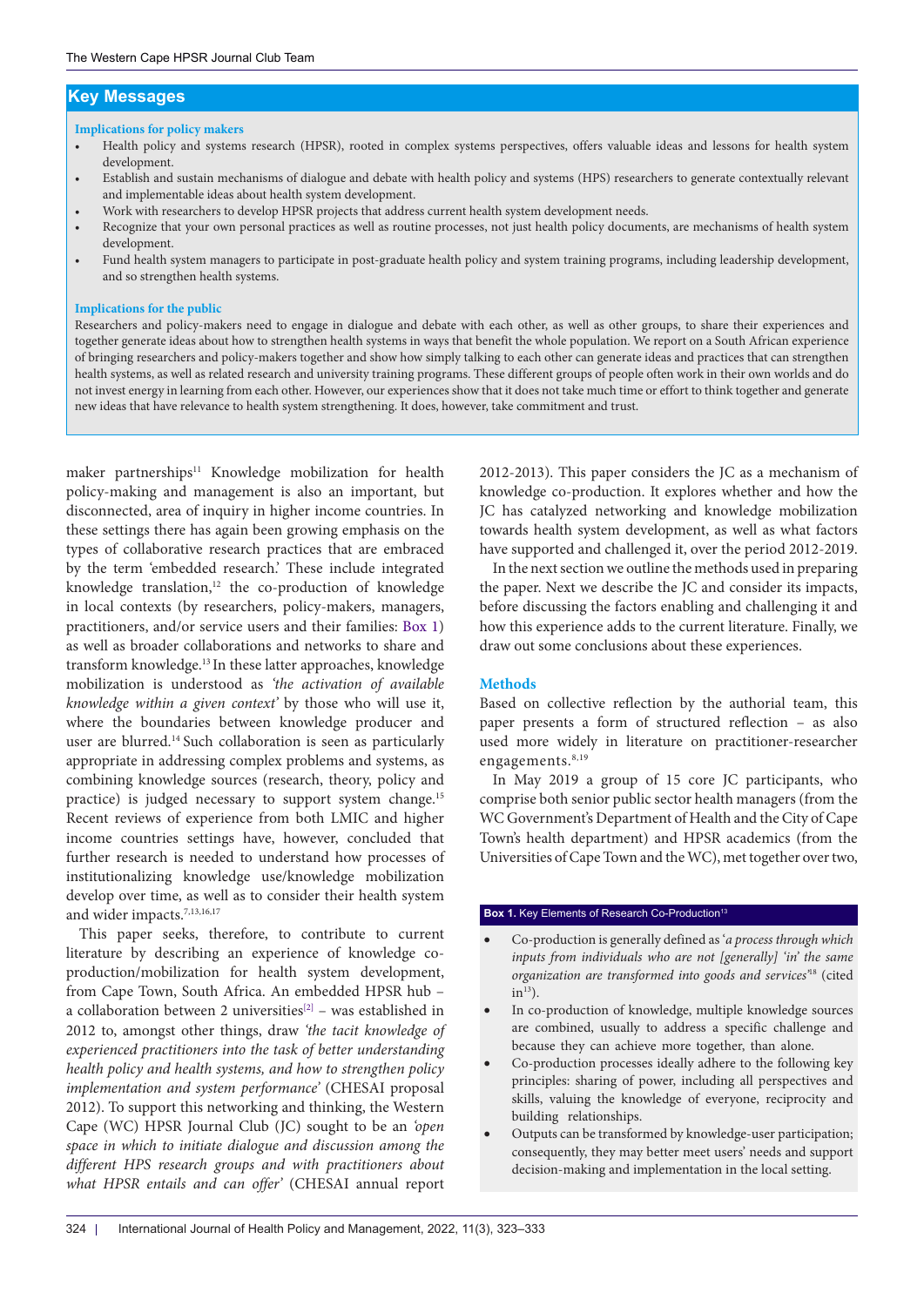## Key Messages

**Implications for policy makers**

- Health policy and systems research (HPSR), rooted in complex systems perspectives, offers valuable ideas and lessons for health system development.
- Establish and sustain mechanisms of dialogue and debate with health policy and systems (HPS) researchers to generate contextually relevant and implementable ideas about health system development.
- Work with researchers to develop HPSR projects that address current health system development needs.
- Recognize that your own personal practices as well as routine processes, not just health policy documents, are mechanisms of health system development.
- Fund health system managers to participate in post-graduate health policy and system training programs, including leadership development, and so strengthen health systems.

**Implications for the public**

Researchers and policy-makers need to engage in dialogue and debate with each other, as well as other groups, to share their experiences and together generate ideas about how to strengthen health systems in ways that benefit the whole population. We report on a South African experience of bringing researchers and policy-makers together and show how simply talking to each other can generate ideas and practices that can strengthen health systems, as well as related research and university training programs. These different groups of people often work in their own worlds and do not invest energy in learning from each other. However, our experiences show that it does not take much time or effort to think together and generate new ideas that have relevance to health system strengthening. It does, however, take commitment and trust.

maker partnerships[11] Knowledge mobilization for health policy-making and management is also an important, but disconnected, area of inquiry in higher income countries. In these settings there has again been growing emphasis on the types of collaborative research practices that are embraced by the term 'embedded research.' These include integrated knowledge translation,[12] the co-production of knowledge in local contexts (by researchers, policy-makers, managers, practitioners, and/or service users and their families: Box 1) as well as broader collaborations and networks to share and transform knowledge.[13] In these latter approaches, knowledge mobilization is understood as *'the activation of available knowledge within a given context'* by those who will use it, where the boundaries between knowledge producer and user are blurred.[14] Such collaboration is seen as particularly appropriate in addressing complex problems and systems, as combining knowledge sources (research, theory, policy and practice) is judged necessary to support system change.[15] Recent reviews of experience from both LMIC and higher income countries settings have, however, concluded that further research is needed to understand how processes of institutionalizing knowledge use/knowledge mobilization develop over time, as well as to consider their health system and wider impacts.[7,13,16,17]

This paper seeks, therefore, to contribute to current literature by describing an experience of knowledge co-production/mobilization for health system development, from Cape Town, South Africa. An embedded HPSR hub – a collaboration between 2 universities[[2]] – was established in 2012 to, amongst other things, draw *'the tacit knowledge of experienced practitioners into the task of better understanding health policy and health systems, and how to strengthen policy implementation and system performance'* (CHESAI proposal 2012). To support this networking and thinking, the Western Cape (WC) HPSR Journal Club (JC) sought to be an *'open space in which to initiate dialogue and discussion among the different HPS research groups and with practitioners about what HPSR entails and can offer'* (CHESAI annual report 2012-2013). This paper considers the JC as a mechanism of knowledge co-production. It explores whether and how the JC has catalyzed networking and knowledge mobilization towards health system development, as well as what factors have supported and challenged it, over the period 2012-2019.

In the next section we outline the methods used in preparing the paper. Next we describe the JC and consider its impacts, before discussing the factors enabling and challenging it and how this experience adds to the current literature. Finally, we draw out some conclusions about these experiences.

### Methods

Based on collective reflection by the authorial team, this paper presents a form of structured reflection – as also used more widely in literature on practitioner-researcher engagements.[8,19]

In May 2019 a group of 15 core JC participants, who comprise both senior public sector health managers (from the WC Government's Department of Health and the City of Cape Town's health department) and HPSR academics (from the Universities of Cape Town and the WC), met together over two,

**Box 1.** Key Elements of Research Co-Production[13]

- Co-production is generally defined as '*a process through which inputs from individuals who are not [generally] 'in' the same organization are transformed into goods and services*'[18] (cited in[13]).
- In co-production of knowledge, multiple knowledge sources are combined, usually to address a specific challenge and because they can achieve more together, than alone.
- Co-production processes ideally adhere to the following key principles: sharing of power, including all perspectives and skills, valuing the knowledge of everyone, reciprocity and building relationships.
- Outputs can be transformed by knowledge-user participation; consequently, they may better meet users' needs and support decision-making and implementation in the local setting.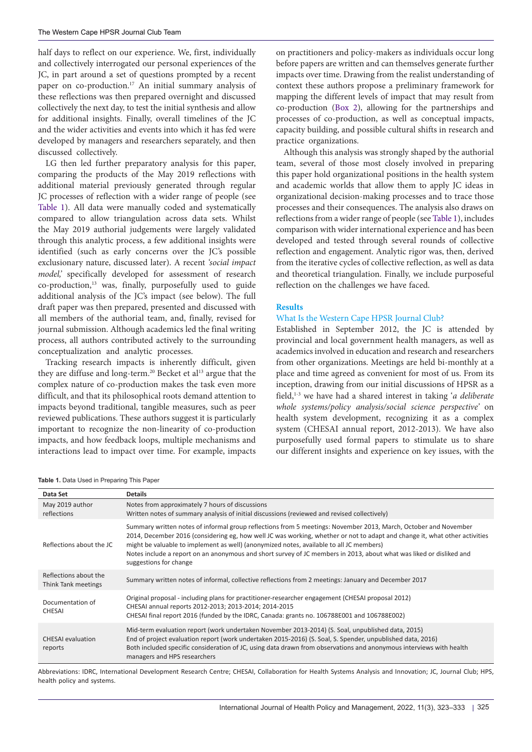half days to reflect on our experience. We, first, individually and collectively interrogated our personal experiences of the JC, in part around a set of questions prompted by a recent paper on co-production.[17] An initial summary analysis of these reflections was then prepared overnight and discussed collectively the next day, to test the initial synthesis and allow for additional insights. Finally, overall timelines of the JC and the wider activities and events into which it has fed were developed by managers and researchers separately, and then discussed collectively.

LG then led further preparatory analysis for this paper, comparing the products of the May 2019 reflections with additional material previously generated through regular JC processes of reflection with a wider range of people (see Table 1). All data were manually coded and systematically compared to allow triangulation across data sets. Whilst the May 2019 authorial judgements were largely validated through this analytic process, a few additional insights were identified (such as early concerns over the JC's possible exclusionary nature, discussed later). A recent *'social impact model,'* specifically developed for assessment of research co-production,[13] was, finally, purposefully used to guide additional analysis of the JC's impact (see below). The full draft paper was then prepared, presented and discussed with all members of the authorial team, and, finally, revised for journal submission. Although academics led the final writing process, all authors contributed actively to the surrounding conceptualization and analytic processes.

Tracking research impacts is inherently difficult, given they are diffuse and long-term.[20] Becket et al[13] argue that the complex nature of co-production makes the task even more difficult, and that its philosophical roots demand attention to impacts beyond traditional, tangible measures, such as peer reviewed publications. These authors suggest it is particularly important to recognize the non-linearity of co-production impacts, and how feedback loops, multiple mechanisms and interactions lead to impact over time. For example, impacts on practitioners and policy-makers as individuals occur long before papers are written and can themselves generate further impacts over time. Drawing from the realist understanding of context these authors propose a preliminary framework for mapping the different levels of impact that may result from co-production (Box 2), allowing for the partnerships and processes of co-production, as well as conceptual impacts, capacity building, and possible cultural shifts in research and practice organizations.

Although this analysis was strongly shaped by the authorial team, several of those most closely involved in preparing this paper hold organizational positions in the health system and academic worlds that allow them to apply JC ideas in organizational decision-making processes and to trace those processes and their consequences. The analysis also draws on reflections from a wider range of people (see Table 1), includes comparison with wider international experience and has been developed and tested through several rounds of collective reflection and engagement. Analytic rigor was, then, derived from the iterative cycles of collective reflection, as well as data and theoretical triangulation. Finally, we include purposeful reflection on the challenges we have faced.

## Results

### What Is the Western Cape HPSR Journal Club?

Established in September 2012, the JC is attended by provincial and local government health managers, as well as academics involved in education and research and researchers from other organizations. Meetings are held bi-monthly at a place and time agreed as convenient for most of us. From its inception, drawing from our initial discussions of HPSR as a field,[1-3] we have had a shared interest in taking '*a deliberate whole systems/policy analysis/social science perspective*' on health system development, recognizing it as a complex system (CHESAI annual report, 2012-2013). We have also purposefully used formal papers to stimulate us to share our different insights and experience on key issues, with the

**Table 1.** Data Used in Preparing This Paper

| Data Set | Details |
|---|---|
| May 2019 author reflections | Notes from approximately 7 hours of discussions<br>Written notes of summary analysis of initial discussions (reviewed and revised collectively) |
| Reflections about the JC | Summary written notes of informal group reflections from 5 meetings: November 2013, March, October and November 2014, December 2016 (considering eg, how well JC was working, whether or not to adapt and change it, what other activities might be valuable to implement as well) (anonymized notes, available to all JC members)<br>Notes include a report on an anonymous and short survey of JC members in 2013, about what was liked or disliked and suggestions for change |
| Reflections about the Think Tank meetings | Summary written notes of informal, collective reflections from 2 meetings: January and December 2017 |
| Documentation of CHESAI | Original proposal - including plans for practitioner-researcher engagement (CHESAI proposal 2012)<br>CHESAI annual reports 2012-2013; 2013-2014; 2014-2015<br>CHESAI final report 2016 (funded by the IDRC, Canada: grants no. 106788E001 and 106788E002) |
| CHESAI evaluation reports | Mid-term evaluation report (work undertaken November 2013-2014) (S. Soal, unpublished data, 2015)<br>End of project evaluation report (work undertaken 2015-2016) (S. Soal, S. Spender, unpublished data, 2016)<br>Both included specific consideration of JC, using data drawn from observations and anonymous interviews with health managers and HPS researchers |

Abbreviations: IDRC, International Development Research Centre; CHESAI, Collaboration for Health Systems Analysis and Innovation; JC, Journal Club; HPS, health policy and systems.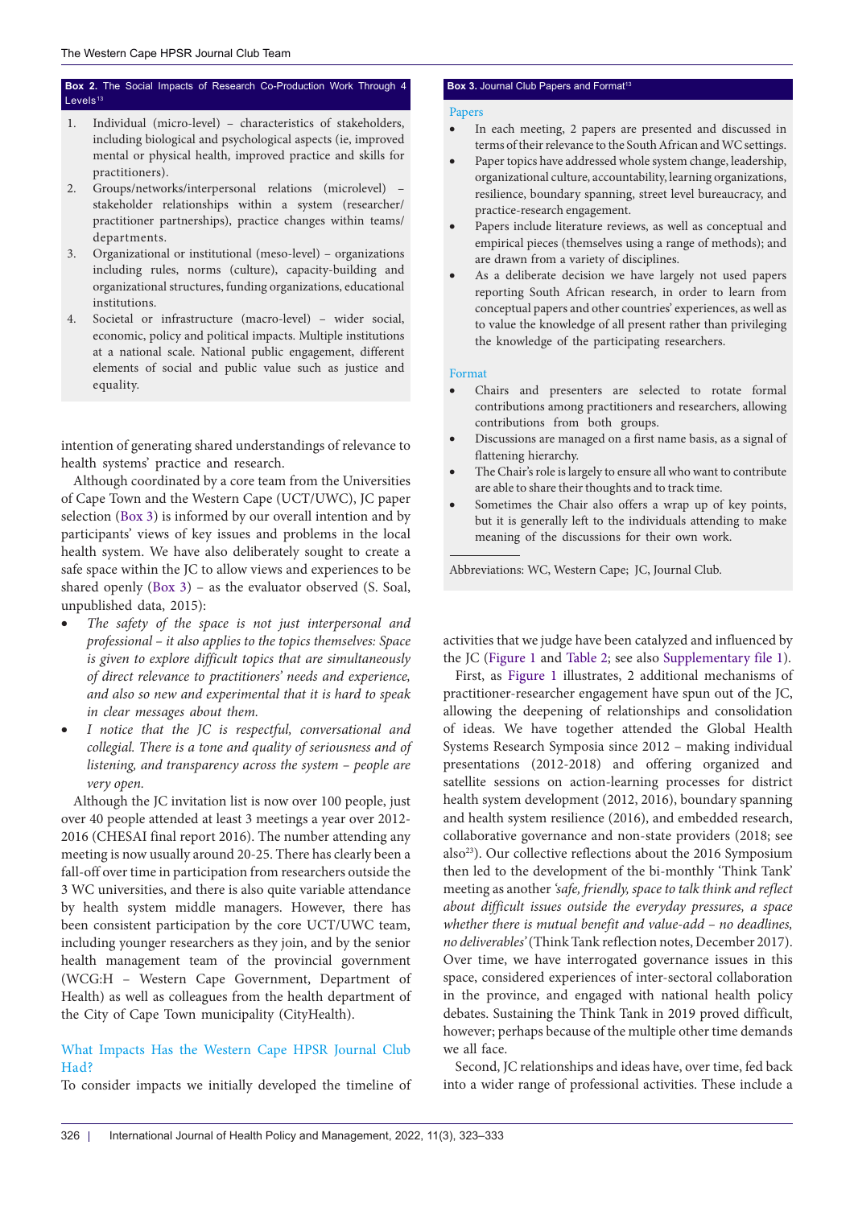**Box 2.** The Social Impacts of Research Co-Production Work Through 4 Levels[13]

1. Individual (micro-level) – characteristics of stakeholders, including biological and psychological aspects (ie, improved mental or physical health, improved practice and skills for practitioners).
2. Groups/networks/interpersonal relations (microlevel) – stakeholder relationships within a system (researcher/practitioner partnerships), practice changes within teams/departments.
3. Organizational or institutional (meso-level) – organizations including rules, norms (culture), capacity-building and organizational structures, funding organizations, educational institutions.
4. Societal or infrastructure (macro-level) – wider social, economic, policy and political impacts. Multiple institutions at a national scale. National public engagement, different elements of social and public value such as justice and equality.

intention of generating shared understandings of relevance to health systems' practice and research.

Although coordinated by a core team from the Universities of Cape Town and the Western Cape (UCT/UWC), JC paper selection (Box 3) is informed by our overall intention and by participants' views of key issues and problems in the local health system. We have also deliberately sought to create a safe space within the JC to allow views and experiences to be shared openly (Box 3) – as the evaluator observed (S. Soal, unpublished data, 2015):

- *The safety of the space is not just interpersonal and professional – it also applies to the topics themselves: Space is given to explore difficult topics that are simultaneously of direct relevance to practitioners' needs and experience, and also so new and experimental that it is hard to speak in clear messages about them.*
- *I notice that the JC is respectful, conversational and collegial. There is a tone and quality of seriousness and of listening, and transparency across the system – people are very open.*

Although the JC invitation list is now over 100 people, just over 40 people attended at least 3 meetings a year over 2012-2016 (CHESAI final report 2016). The number attending any meeting is now usually around 20-25. There has clearly been a fall-off over time in participation from researchers outside the 3 WC universities, and there is also quite variable attendance by health system middle managers. However, there has been consistent participation by the core UCT/UWC team, including younger researchers as they join, and by the senior health management team of the provincial government (WCG:H – Western Cape Government, Department of Health) as well as colleagues from the health department of the City of Cape Town municipality (CityHealth).

**Box 3.** Journal Club Papers and Format[13]

Papers

- In each meeting, 2 papers are presented and discussed in terms of their relevance to the South African and WC settings.
- Paper topics have addressed whole system change, leadership, organizational culture, accountability, learning organizations, resilience, boundary spanning, street level bureaucracy, and practice-research engagement.
- Papers include literature reviews, as well as conceptual and empirical pieces (themselves using a range of methods); and are drawn from a variety of disciplines.
- As a deliberate decision we have largely not used papers reporting South African research, in order to learn from conceptual papers and other countries' experiences, as well as to value the knowledge of all present rather than privileging the knowledge of the participating researchers.

Format

- Chairs and presenters are selected to rotate formal contributions among practitioners and researchers, allowing contributions from both groups.
- Discussions are managed on a first name basis, as a signal of flattening hierarchy.
- The Chair's role is largely to ensure all who want to contribute are able to share their thoughts and to track time.
- Sometimes the Chair also offers a wrap up of key points, but it is generally left to the individuals attending to make meaning of the discussions for their own work.

Abbreviations: WC, Western Cape; JC, Journal Club.

## What Impacts Has the Western Cape HPSR Journal Club Had?

To consider impacts we initially developed the timeline of activities that we judge have been catalyzed and influenced by the JC (Figure 1 and Table 2; see also Supplementary file 1).

First, as Figure 1 illustrates, 2 additional mechanisms of practitioner-researcher engagement have spun out of the JC, allowing the deepening of relationships and consolidation of ideas. We have together attended the Global Health Systems Research Symposia since 2012 – making individual presentations (2012-2018) and offering organized and satellite sessions on action-learning processes for district health system development (2012, 2016), boundary spanning and health system resilience (2016), and embedded research, collaborative governance and non-state providers (2018; see also[23]). Our collective reflections about the 2016 Symposium then led to the development of the bi-monthly 'Think Tank' meeting as another *'safe, friendly, space to talk think and reflect about difficult issues outside the everyday pressures, a space whether there is mutual benefit and value-add – no deadlines, no deliverables'* (Think Tank reflection notes, December 2017). Over time, we have interrogated governance issues in this space, considered experiences of inter-sectoral collaboration in the province, and engaged with national health policy debates. Sustaining the Think Tank in 2019 proved difficult, however; perhaps because of the multiple other time demands we all face.

Second, JC relationships and ideas have, over time, fed back into a wider range of professional activities. These include a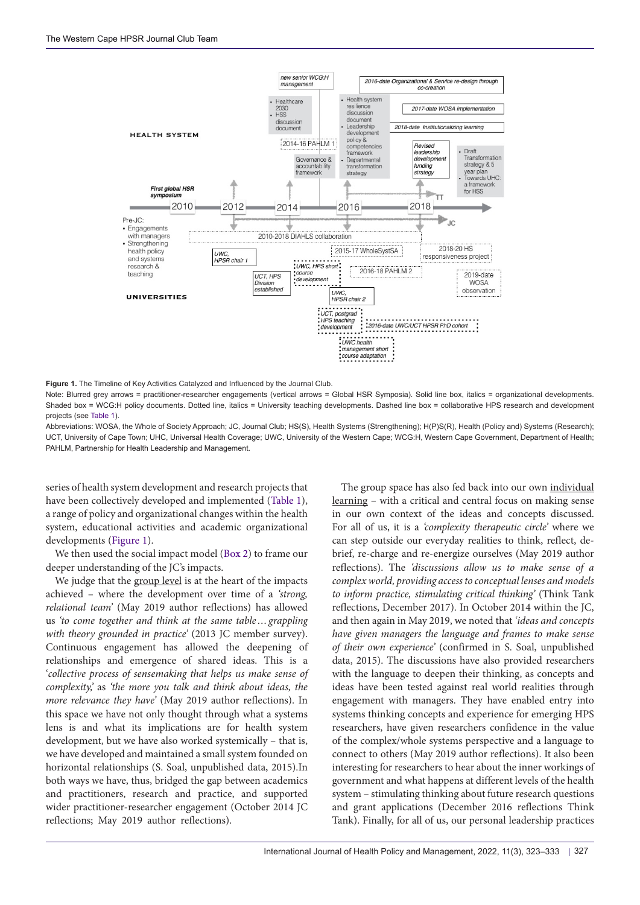**Figure 1.** The Timeline of Key Activities Catalyzed and Influenced by the Journal Club.

Note: Blurred grey arrows = practitioner-researcher engagements (vertical arrows = Global HSR Symposia). Solid line box, italics = organizational developments. Shaded box = WCG:H policy documents. Dotted line, italics = University teaching developments. Dashed line box = collaborative HPS research and development projects (see Table 1).

Abbreviations: WOSA, the Whole of Society Approach; JC, Journal Club; HS(S), Health Systems (Strengthening); H(P)S(R), Health (Policy and) Systems (Research); UCT, University of Cape Town; UHC, Universal Health Coverage; UWC, University of the Western Cape; WCG:H, Western Cape Government, Department of Health; PAHLM, Partnership for Health Leadership and Management.

series of health system development and research projects that have been collectively developed and implemented (Table 1), a range of policy and organizational changes within the health system, educational activities and academic organizational developments (Figure 1).

We then used the social impact model (Box 2) to frame our deeper understanding of the JC's impacts.

We judge that the group level is at the heart of the impacts achieved – where the development over time of a *'strong, relational team'* (May 2019 author reflections) has allowed us *'to come together and think at the same table…grappling with theory grounded in practice'* (2013 JC member survey). Continuous engagement has allowed the deepening of relationships and emergence of shared ideas. This is a '*collective process of sensemaking that helps us make sense of complexity,*' as *'the more you talk and think about ideas, the more relevance they have'* (May 2019 author reflections). In this space we have not only thought through what a systems lens is and what its implications are for health system development, but we have also worked systemically – that is, we have developed and maintained a small system founded on horizontal relationships (S. Soal, unpublished data, 2015).In both ways we have, thus, bridged the gap between academics and practitioners, research and practice, and supported wider practitioner-researcher engagement (October 2014 JC reflections; May 2019 author reflections).

The group space has also fed back into our own individual learning – with a critical and central focus on making sense in our own context of the ideas and concepts discussed. For all of us, it is a *'complexity therapeutic circle'* where we can step outside our everyday realities to think, reflect, de-brief, re-charge and re-energize ourselves (May 2019 author reflections). The *'discussions allow us to make sense of a complex world, providing access to conceptual lenses and models to inform practice, stimulating critical thinking'* (Think Tank reflections, December 2017). In October 2014 within the JC, and then again in May 2019, we noted that *'ideas and concepts have given managers the language and frames to make sense of their own experience'* (confirmed in S. Soal, unpublished data, 2015). The discussions have also provided researchers with the language to deepen their thinking, as concepts and ideas have been tested against real world realities through engagement with managers. They have enabled entry into systems thinking concepts and experience for emerging HPS researchers, have given researchers confidence in the value of the complex/whole systems perspective and a language to connect to others (May 2019 author reflections). It also been interesting for researchers to hear about the inner workings of government and what happens at different levels of the health system – stimulating thinking about future research questions and grant applications (December 2016 reflections Think Tank). Finally, for all of us, our personal leadership practices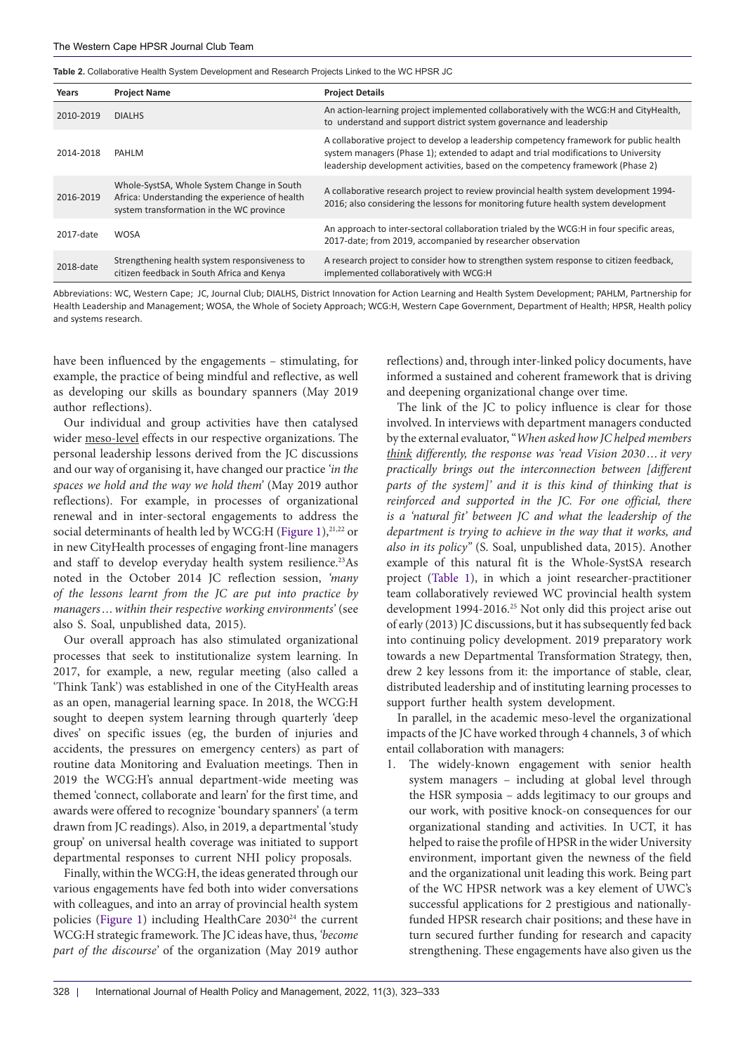**Table 2.** Collaborative Health System Development and Research Projects Linked to the WC HPSR JC

| Years | Project Name | Project Details |
|---|---|---|
| 2010-2019 | DIALHS | An action-learning project implemented collaboratively with the WCG:H and CityHealth, to understand and support district system governance and leadership |
| 2014-2018 | PAHLM | A collaborative project to develop a leadership competency framework for public health system managers (Phase 1); extended to adapt and trial modifications to University leadership development activities, based on the competency framework (Phase 2) |
| 2016-2019 | Whole-SystSA, Whole System Change in South Africa: Understanding the experience of health system transformation in the WC province | A collaborative research project to review provincial health system development 1994-2016; also considering the lessons for monitoring future health system development |
| 2017-date | WOSA | An approach to inter-sectoral collaboration trialed by the WCG:H in four specific areas, 2017-date; from 2019, accompanied by researcher observation |
| 2018-date | Strengthening health system responsiveness to citizen feedback in South Africa and Kenya | A research project to consider how to strengthen system response to citizen feedback, implemented collaboratively with WCG:H |

Abbreviations: WC, Western Cape; JC, Journal Club; DIALHS, District Innovation for Action Learning and Health System Development; PAHLM, Partnership for Health Leadership and Management; WOSA, the Whole of Society Approach; WCG:H, Western Cape Government, Department of Health; HPSR, Health policy and systems research.

have been influenced by the engagements – stimulating, for example, the practice of being mindful and reflective, as well as developing our skills as boundary spanners (May 2019 author reflections).

Our individual and group activities have then catalysed wider meso-level effects in our respective organizations. The personal leadership lessons derived from the JC discussions and our way of organising it, have changed our practice *'in the spaces we hold and the way we hold them'* (May 2019 author reflections). For example, in processes of organizational renewal and in inter-sectoral engagements to address the social determinants of health led by WCG:H (Figure 1),[21,22] or in new CityHealth processes of engaging front-line managers and staff to develop everyday health system resilience.[23] As noted in the October 2014 JC reflection session, *'many of the lessons learnt from the JC are put into practice by managers… within their respective working environments'* (see also S. Soal, unpublished data, 2015).

Our overall approach has also stimulated organizational processes that seek to institutionalize system learning. In 2017, for example, a new, regular meeting (also called a 'Think Tank') was established in one of the CityHealth areas as an open, managerial learning space. In 2018, the WCG:H sought to deepen system learning through quarterly 'deep dives' on specific issues (eg, the burden of injuries and accidents, the pressures on emergency centers) as part of routine data Monitoring and Evaluation meetings. Then in 2019 the WCG:H's annual department-wide meeting was themed 'connect, collaborate and learn' for the first time, and awards were offered to recognize 'boundary spanners' (a term drawn from JC readings). Also, in 2019, a departmental 'study group' on universal health coverage was initiated to support departmental responses to current NHI policy proposals.

Finally, within the WCG:H, the ideas generated through our various engagements have fed both into wider conversations with colleagues, and into an array of provincial health system policies (Figure 1) including HealthCare 2030[24] the current WCG:H strategic framework. The JC ideas have, thus, *'become part of the discourse'* of the organization (May 2019 author reflections) and, through inter-linked policy documents, have informed a sustained and coherent framework that is driving and deepening organizational change over time.

The link of the JC to policy influence is clear for those involved. In interviews with department managers conducted by the external evaluator, "*When asked how JC helped members think differently, the response was 'read Vision 2030… it very practically brings out the interconnection between [different parts of the system]' and it is this kind of thinking that is reinforced and supported in the JC. For one official, there is a 'natural fit' between JC and what the leadership of the department is trying to achieve in the way that it works, and also in its policy*" (S. Soal, unpublished data, 2015). Another example of this natural fit is the Whole-SystSA research project (Table 1), in which a joint researcher-practitioner team collaboratively reviewed WC provincial health system development 1994-2016.[25] Not only did this project arise out of early (2013) JC discussions, but it has subsequently fed back into continuing policy development. 2019 preparatory work towards a new Departmental Transformation Strategy, then, drew 2 key lessons from it: the importance of stable, clear, distributed leadership and of instituting learning processes to support further health system development.

In parallel, in the academic meso-level the organizational impacts of the JC have worked through 4 channels, 3 of which entail collaboration with managers:

1. The widely-known engagement with senior health system managers – including at global level through the HSR symposia – adds legitimacy to our groups and our work, with positive knock-on consequences for our organizational standing and activities. In UCT, it has helped to raise the profile of HPSR in the wider University environment, important given the newness of the field and the organizational unit leading this work. Being part of the WC HPSR network was a key element of UWC's successful applications for 2 prestigious and nationally-funded HPSR research chair positions; and these have in turn secured further funding for research and capacity strengthening. These engagements have also given us the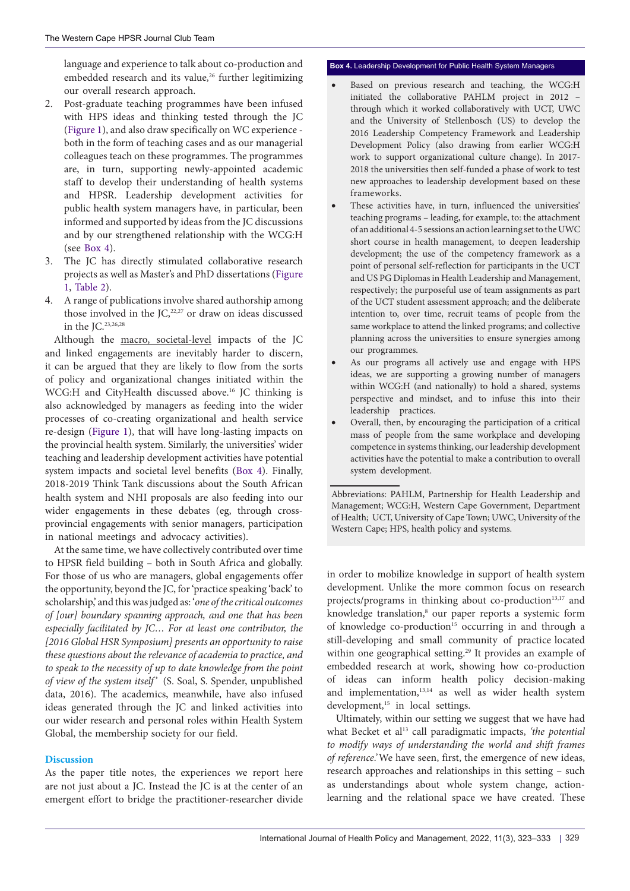language and experience to talk about co-production and embedded research and its value,[26] further legitimizing our overall research approach.

2. Post-graduate teaching programmes have been infused with HPS ideas and thinking tested through the JC (Figure 1), and also draw specifically on WC experience - both in the form of teaching cases and as our managerial colleagues teach on these programmes. The programmes are, in turn, supporting newly-appointed academic staff to develop their understanding of health systems and HPSR. Leadership development activities for public health system managers have, in particular, been informed and supported by ideas from the JC discussions and by our strengthened relationship with the WCG:H (see Box 4).
3. The JC has directly stimulated collaborative research projects as well as Master's and PhD dissertations (Figure 1, Table 2).
4. A range of publications involve shared authorship among those involved in the JC,[22,27] or draw on ideas discussed in the JC.[23,26,28]

Although the macro, societal-level impacts of the JC and linked engagements are inevitably harder to discern, it can be argued that they are likely to flow from the sorts of policy and organizational changes initiated within the WCG:H and CityHealth discussed above.[16] JC thinking is also acknowledged by managers as feeding into the wider processes of co-creating organizational and health service re-design (Figure 1), that will have long-lasting impacts on the provincial health system. Similarly, the universities' wider teaching and leadership development activities have potential system impacts and societal level benefits (Box 4). Finally, 2018-2019 Think Tank discussions about the South African health system and NHI proposals are also feeding into our wider engagements in these debates (eg, through cross-provincial engagements with senior managers, participation in national meetings and advocacy activities).

At the same time, we have collectively contributed over time to HPSR field building – both in South Africa and globally. For those of us who are managers, global engagements offer the opportunity, beyond the JC, for 'practice speaking 'back' to scholarship,' and this was judged as: '*one of the critical outcomes of [our] boundary spanning approach, and one that has been especially facilitated by JC… For at least one contributor, the [2016 Global HSR Symposium] presents an opportunity to raise these questions about the relevance of academia to practice, and to speak to the necessity of up to date knowledge from the point of view of the system itself*' (S. Soal, S. Spender, unpublished data, 2016). The academics, meanwhile, have also infused ideas generated through the JC and linked activities into our wider research and personal roles within Health System Global, the membership society for our field.

**Box 4.** Leadership Development for Public Health System Managers

- Based on previous research and teaching, the WCG:H initiated the collaborative PAHLM project in 2012 – through which it worked collaboratively with UCT, UWC and the University of Stellenbosch (US) to develop the 2016 Leadership Competency Framework and Leadership Development Policy (also drawing from earlier WCG:H work to support organizational culture change). In 2017-2018 the universities then self-funded a phase of work to test new approaches to leadership development based on these frameworks.
- These activities have, in turn, influenced the universities' teaching programs – leading, for example, to: the attachment of an additional 4-5 sessions an action learning set to the UWC short course in health management, to deepen leadership development; the use of the competency framework as a point of personal self-reflection for participants in the UCT and US PG Diplomas in Health Leadership and Management, respectively; the purposeful use of team assignments as part of the UCT student assessment approach; and the deliberate intention to, over time, recruit teams of people from the same workplace to attend the linked programs; and collective planning across the universities to ensure synergies among our programmes.
- As our programs all actively use and engage with HPS ideas, we are supporting a growing number of managers within WCG:H (and nationally) to hold a shared, systems perspective and mindset, and to infuse this into their leadership practices.
- Overall, then, by encouraging the participation of a critical mass of people from the same workplace and developing competence in systems thinking, our leadership development activities have the potential to make a contribution to overall system development.

Abbreviations: PAHLM, Partnership for Health Leadership and Management; WCG:H, Western Cape Government, Department of Health; UCT, University of Cape Town; UWC, University of the Western Cape; HPS, health policy and systems.

## Discussion

As the paper title notes, the experiences we report here are not just about a JC. Instead the JC is at the center of an emergent effort to bridge the practitioner-researcher divide in order to mobilize knowledge in support of health system development. Unlike the more common focus on research projects/programs in thinking about co-production[13,17] and knowledge translation,[8] our paper reports a systemic form of knowledge co-production[15] occurring in and through a still-developing and small community of practice located within one geographical setting.[29] It provides an example of embedded research at work, showing how co-production of ideas can inform health policy decision-making and implementation,[13,14] as well as wider health system development,[15] in local settings.

Ultimately, within our setting we suggest that we have had what Becket et al[13] call paradigmatic impacts, *'the potential to modify ways of understanding the world and shift frames of reference.'* We have seen, first, the emergence of new ideas, research approaches and relationships in this setting – such as understandings about whole system change, action-learning and the relational space we have created. These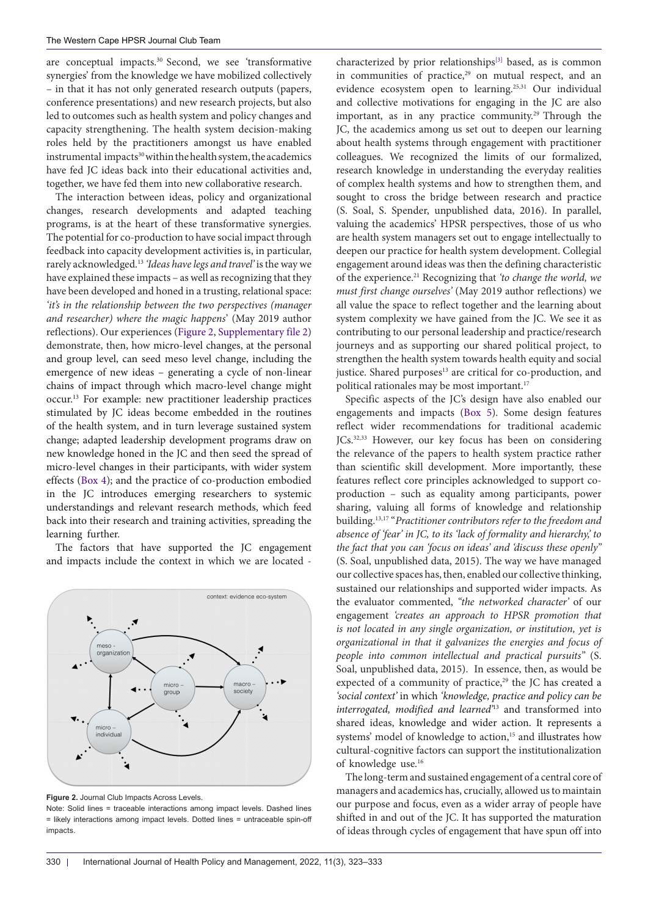are conceptual impacts.[30] Second, we see 'transformative synergies' from the knowledge we have mobilized collectively – in that it has not only generated research outputs (papers, conference presentations) and new research projects, but also led to outcomes such as health system and policy changes and capacity strengthening. The health system decision-making roles held by the practitioners amongst us have enabled instrumental impacts[30] within the health system, the academics have fed JC ideas back into their educational activities and, together, we have fed them into new collaborative research.

The interaction between ideas, policy and organizational changes, research developments and adapted teaching programs, is at the heart of these transformative synergies. The potential for co-production to have social impact through feedback into capacity development activities is, in particular, rarely acknowledged.[13] *'Ideas have legs and travel'* is the way we have explained these impacts – as well as recognizing that they have been developed and honed in a trusting, relational space: *'it's in the relationship between the two perspectives (manager and researcher) where the magic happens*' (May 2019 author reflections). Our experiences (Figure 2, Supplementary file 2) demonstrate, then, how micro-level changes, at the personal and group level, can seed meso level change, including the emergence of new ideas – generating a cycle of non-linear chains of impact through which macro-level change might occur.[13] For example: new practitioner leadership practices stimulated by JC ideas become embedded in the routines of the health system, and in turn leverage sustained system change; adapted leadership development programs draw on new knowledge honed in the JC and then seed the spread of micro-level changes in their participants, with wider system effects (Box 4); and the practice of co-production embodied in the JC introduces emerging researchers to systemic understandings and relevant research methods, which feed back into their research and training activities, spreading the learning further.

The factors that have supported the JC engagement and impacts include the context in which we are located - characterized by prior relationships[3] based, as is common in communities of practice,[29] on mutual respect, and an evidence ecosystem open to learning.[25,31] Our individual and collective motivations for engaging in the JC are also important, as in any practice community.[29] Through the JC, the academics among us set out to deepen our learning about health systems through engagement with practitioner colleagues. We recognized the limits of our formalized, research knowledge in understanding the everyday realities of complex health systems and how to strengthen them, and sought to cross the bridge between research and practice (S. Soal, S. Spender, unpublished data, 2016). In parallel, valuing the academics' HPSR perspectives, those of us who are health system managers set out to engage intellectually to deepen our practice for health system development. Collegial engagement around ideas was then the defining characteristic of the experience.[21] Recognizing that *'to change the world, we must first change ourselves'* (May 2019 author reflections) we all value the space to reflect together and the learning about system complexity we have gained from the JC. We see it as contributing to our personal leadership and practice/research journeys and as supporting our shared political project, to strengthen the health system towards health equity and social justice. Shared purposes[13] are critical for co-production, and political rationales may be most important.[17]

Specific aspects of the JC's design have also enabled our engagements and impacts (Box 5). Some design features reflect wider recommendations for traditional academic JCs.[32,33] However, our key focus has been on considering the relevance of the papers to health system practice rather than scientific skill development. More importantly, these features reflect core principles acknowledged to support co-production – such as equality among participants, power sharing, valuing all forms of knowledge and relationship building.[13,17] "*Practitioner contributors refer to the freedom and absence of 'fear' in JC, to its 'lack of formality and hierarchy,' to the fact that you can 'focus on ideas' and 'discuss these openly'*" (S. Soal, unpublished data, 2015). The way we have managed our collective spaces has, then, enabled our collective thinking, sustained our relationships and supported wider impacts. As the evaluator commented, *"the networked character'* of our engagement *'creates an approach to HPSR promotion that is not located in any single organization, or institution, yet is organizational in that it galvanizes the energies and focus of people into common intellectual and practical pursuits"* (S. Soal, unpublished data, 2015). In essence, then, as would be expected of a community of practice,[29] the JC has created a *'social context'* in which *'knowledge, practice and policy can be interrogated, modified and learned'*[13] and transformed into shared ideas, knowledge and wider action. It represents a systems' model of knowledge to action,[15] and illustrates how cultural-cognitive factors can support the institutionalization of knowledge use.[16]

The long-term and sustained engagement of a central core of managers and academics has, crucially, allowed us to maintain our purpose and focus, even as a wider array of people have shifted in and out of the JC. It has supported the maturation of ideas through cycles of engagement that have spun off into

**Figure 2.** Journal Club Impacts Across Levels.
Note: Solid lines = traceable interactions among impact levels. Dashed lines = likely interactions among impact levels. Dotted lines = untraceable spin-off impacts.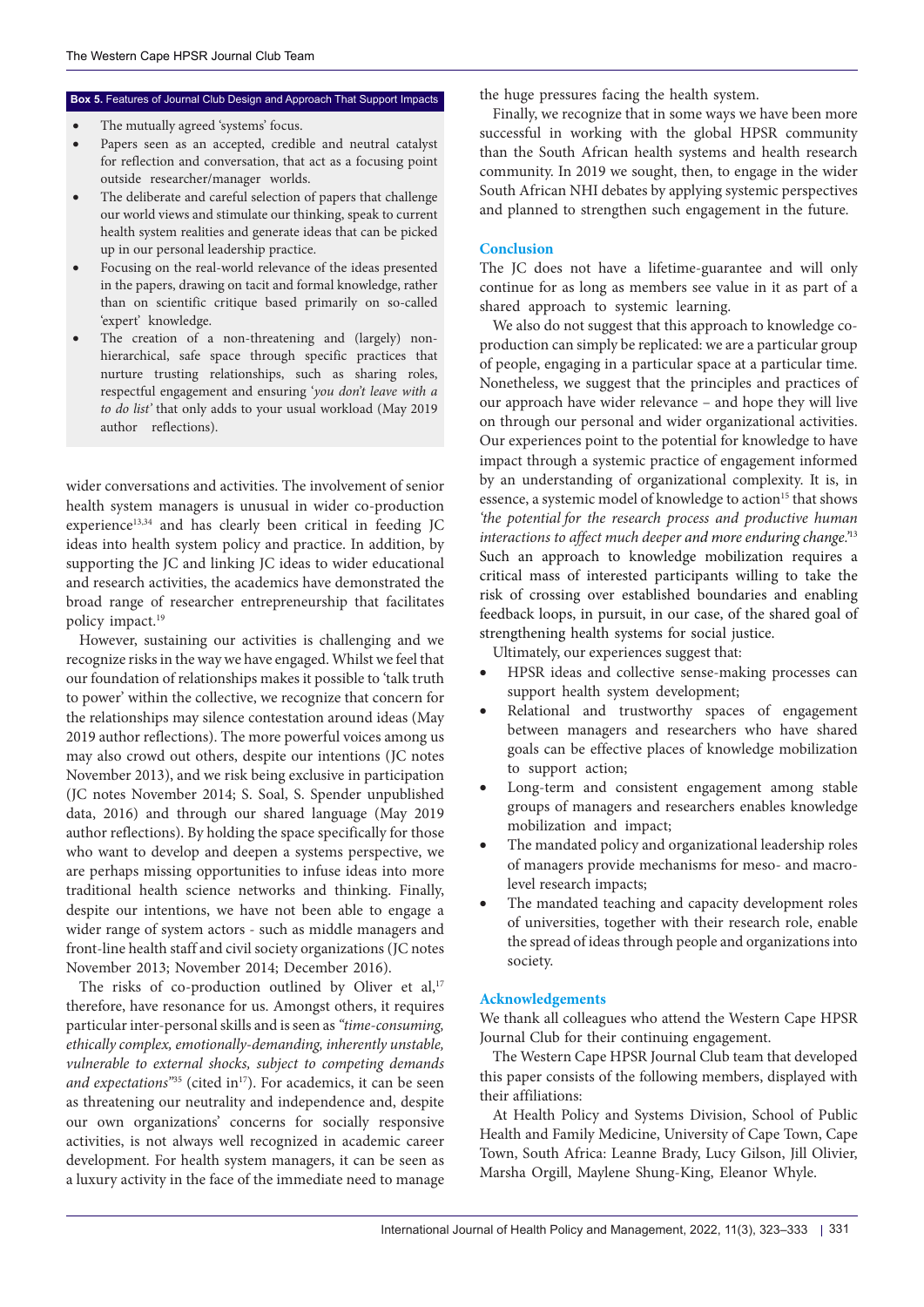**Box 5.** Features of Journal Club Design and Approach That Support Impacts

- The mutually agreed 'systems' focus.
- Papers seen as an accepted, credible and neutral catalyst for reflection and conversation, that act as a focusing point outside researcher/manager worlds.
- The deliberate and careful selection of papers that challenge our world views and stimulate our thinking, speak to current health system realities and generate ideas that can be picked up in our personal leadership practice.
- Focusing on the real-world relevance of the ideas presented in the papers, drawing on tacit and formal knowledge, rather than on scientific critique based primarily on so-called 'expert' knowledge.
- The creation of a non-threatening and (largely) non-hierarchical, safe space through specific practices that nurture trusting relationships, such as sharing roles, respectful engagement and ensuring '*you don't leave with a to do list*' that only adds to your usual workload (May 2019 author reflections).

wider conversations and activities. The involvement of senior health system managers is unusual in wider co-production experience[13,34] and has clearly been critical in feeding JC ideas into health system policy and practice. In addition, by supporting the JC and linking JC ideas to wider educational and research activities, the academics have demonstrated the broad range of researcher entrepreneurship that facilitates policy impact.[19]

However, sustaining our activities is challenging and we recognize risks in the way we have engaged. Whilst we feel that our foundation of relationships makes it possible to 'talk truth to power' within the collective, we recognize that concern for the relationships may silence contestation around ideas (May 2019 author reflections). The more powerful voices among us may also crowd out others, despite our intentions (JC notes November 2013), and we risk being exclusive in participation (JC notes November 2014; S. Soal, S. Spender unpublished data, 2016) and through our shared language (May 2019 author reflections). By holding the space specifically for those who want to develop and deepen a systems perspective, we are perhaps missing opportunities to infuse ideas into more traditional health science networks and thinking. Finally, despite our intentions, we have not been able to engage a wider range of system actors - such as middle managers and front-line health staff and civil society organizations (JC notes November 2013; November 2014; December 2016).

The risks of co-production outlined by Oliver et al,[17] therefore, have resonance for us. Amongst others, it requires particular inter-personal skills and is seen as *"time-consuming, ethically complex, emotionally-demanding, inherently unstable, vulnerable to external shocks, subject to competing demands and expectations"*[35] (cited in[17]). For academics, it can be seen as threatening our neutrality and independence and, despite our own organizations' concerns for socially responsive activities, is not always well recognized in academic career development. For health system managers, it can be seen as a luxury activity in the face of the immediate need to manage the huge pressures facing the health system.

Finally, we recognize that in some ways we have been more successful in working with the global HPSR community than the South African health systems and health research community. In 2019 we sought, then, to engage in the wider South African NHI debates by applying systemic perspectives and planned to strengthen such engagement in the future.

## Conclusion

The JC does not have a lifetime-guarantee and will only continue for as long as members see value in it as part of a shared approach to systemic learning.

We also do not suggest that this approach to knowledge co-production can simply be replicated: we are a particular group of people, engaging in a particular space at a particular time. Nonetheless, we suggest that the principles and practices of our approach have wider relevance – and hope they will live on through our personal and wider organizational activities. Our experiences point to the potential for knowledge to have impact through a systemic practice of engagement informed by an understanding of organizational complexity. It is, in essence, a systemic model of knowledge to action[15] that shows *'the potential for the research process and productive human interactions to affect much deeper and more enduring change.'*[13] Such an approach to knowledge mobilization requires a critical mass of interested participants willing to take the risk of crossing over established boundaries and enabling feedback loops, in pursuit, in our case, of the shared goal of strengthening health systems for social justice.

Ultimately, our experiences suggest that:

- HPSR ideas and collective sense-making processes can support health system development;
- Relational and trustworthy spaces of engagement between managers and researchers who have shared goals can be effective places of knowledge mobilization to support action;
- Long-term and consistent engagement among stable groups of managers and researchers enables knowledge mobilization and impact;
- The mandated policy and organizational leadership roles of managers provide mechanisms for meso- and macro-level research impacts;
- The mandated teaching and capacity development roles of universities, together with their research role, enable the spread of ideas through people and organizations into society.

## Acknowledgements

We thank all colleagues who attend the Western Cape HPSR Journal Club for their continuing engagement.

The Western Cape HPSR Journal Club team that developed this paper consists of the following members, displayed with their affiliations:

At Health Policy and Systems Division, School of Public Health and Family Medicine, University of Cape Town, Cape Town, South Africa: Leanne Brady, Lucy Gilson, Jill Olivier, Marsha Orgill, Maylene Shung-King, Eleanor Whyle.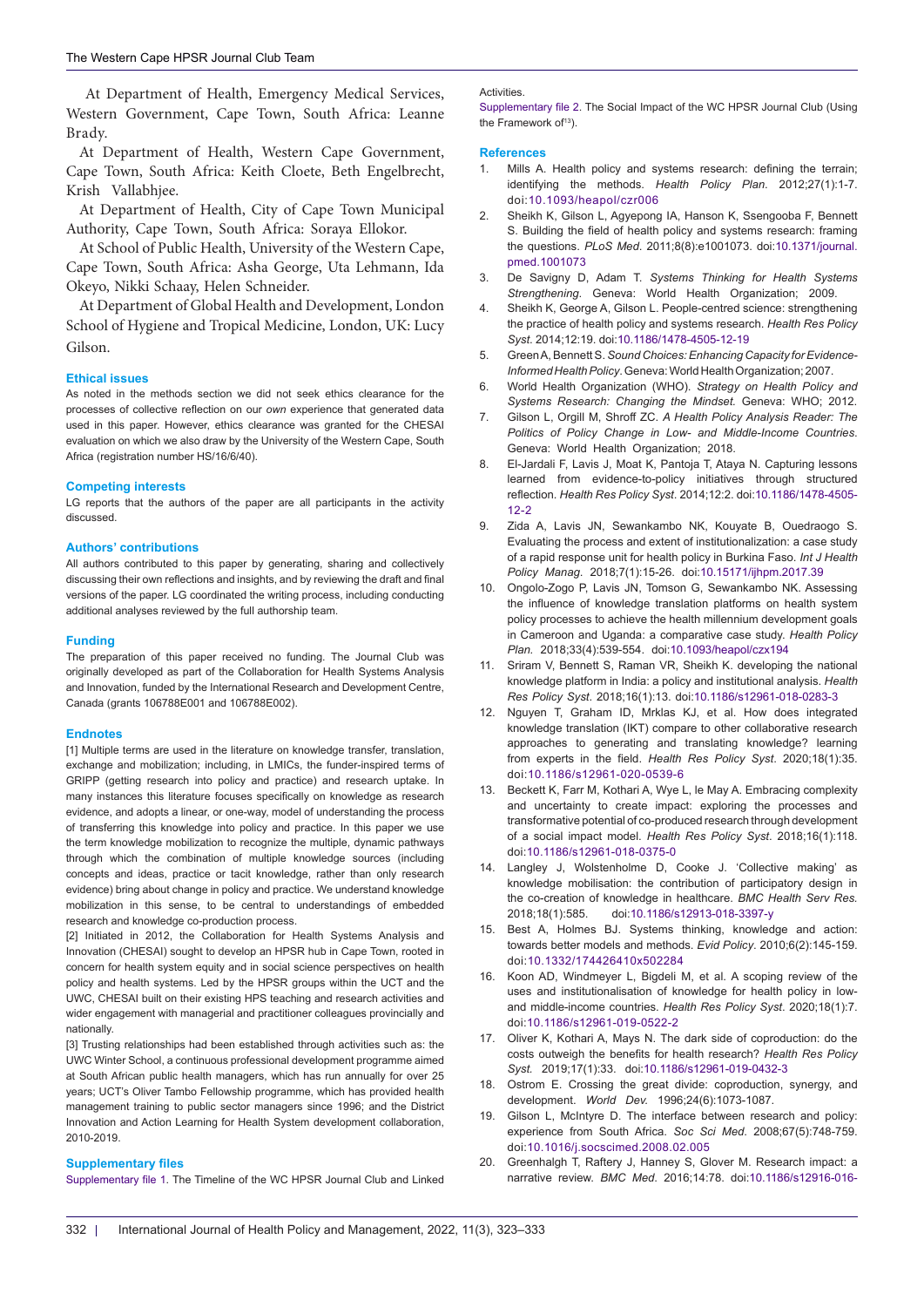At Department of Health, Emergency Medical Services, Western Government, Cape Town, South Africa: Leanne Brady.

At Department of Health, Western Cape Government, Cape Town, South Africa: Keith Cloete, Beth Engelbrecht, Krish Vallabhjee.

At Department of Health, City of Cape Town Municipal Authority, Cape Town, South Africa: Soraya Ellokor.

At School of Public Health, University of the Western Cape, Cape Town, South Africa: Asha George, Uta Lehmann, Ida Okeyo, Nikki Schaay, Helen Schneider.

At Department of Global Health and Development, London School of Hygiene and Tropical Medicine, London, UK: Lucy Gilson.

### Ethical issues

As noted in the methods section we did not seek ethics clearance for the processes of collective reflection on our *own* experience that generated data used in this paper. However, ethics clearance was granted for the CHESAI evaluation on which we also draw by the University of the Western Cape, South Africa (registration number HS/16/6/40).

### Competing interests

LG reports that the authors of the paper are all participants in the activity discussed.

### Authors' contributions

All authors contributed to this paper by generating, sharing and collectively discussing their own reflections and insights, and by reviewing the draft and final versions of the paper. LG coordinated the writing process, including conducting additional analyses reviewed by the full authorship team.

### Funding

The preparation of this paper received no funding. The Journal Club was originally developed as part of the Collaboration for Health Systems Analysis and Innovation, funded by the International Research and Development Centre, Canada (grants 106788E001 and 106788E002).

### Endnotes

[1] Multiple terms are used in the literature on knowledge transfer, translation, exchange and mobilization; including, in LMICs, the funder-inspired terms of GRIPP (getting research into policy and practice) and research uptake. In many instances this literature focuses specifically on knowledge as research evidence, and adopts a linear, or one-way, model of understanding the process of transferring this knowledge into policy and practice. In this paper we use the term knowledge mobilization to recognize the multiple, dynamic pathways through which the combination of multiple knowledge sources (including concepts and ideas, practice or tacit knowledge, rather than only research evidence) bring about change in policy and practice. We understand knowledge mobilization in this sense, to be central to understandings of embedded research and knowledge co-production process.

[2] Initiated in 2012, the Collaboration for Health Systems Analysis and Innovation (CHESAI) sought to develop an HPSR hub in Cape Town, rooted in concern for health system equity and in social science perspectives on health policy and health systems. Led by the HPSR groups within the UCT and the UWC, CHESAI built on their existing HPS teaching and research activities and wider engagement with managerial and practitioner colleagues provincially and nationally.

[3] Trusting relationships had been established through activities such as: the UWC Winter School, a continuous professional development programme aimed at South African public health managers, which has run annually for over 25 years; UCT's Oliver Tambo Fellowship programme, which has provided health management training to public sector managers since 1996; and the District Innovation and Action Learning for Health System development collaboration, 2010-2019.

### Supplementary files

Supplementary file 1. The Timeline of the WC HPSR Journal Club and Linked Activities.

Supplementary file 2. The Social Impact of the WC HPSR Journal Club (Using the Framework of[13]).

### References

1. Mills A. Health policy and systems research: defining the terrain; identifying the methods. *Health Policy Plan*. 2012;27(1):1-7. doi:10.1093/heapol/czr006
2. Sheikh K, Gilson L, Agyepong IA, Hanson K, Ssengooba F, Bennett S. Building the field of health policy and systems research: framing the questions. *PLoS Med*. 2011;8(8):e1001073. doi:10.1371/journal.pmed.1001073
3. De Savigny D, Adam T. *Systems Thinking for Health Systems Strengthening*. Geneva: World Health Organization; 2009.
4. Sheikh K, George A, Gilson L. People-centred science: strengthening the practice of health policy and systems research. *Health Res Policy Syst*. 2014;12:19. doi:10.1186/1478-4505-12-19
5. Green A, Bennett S. *Sound Choices: Enhancing Capacity for Evidence-Informed Health Policy*. Geneva: World Health Organization; 2007.
6. World Health Organization (WHO). *Strategy on Health Policy and Systems Research: Changing the Mindset*. Geneva: WHO; 2012.
7. Gilson L, Orgill M, Shroff ZC. *A Health Policy Analysis Reader: The Politics of Policy Change in Low- and Middle-Income Countries*. Geneva: World Health Organization; 2018.
8. El-Jardali F, Lavis J, Moat K, Pantoja T, Ataya N. Capturing lessons learned from evidence-to-policy initiatives through structured reflection. *Health Res Policy Syst*. 2014;12:2. doi:10.1186/1478-4505-12-2
9. Zida A, Lavis JN, Sewankambo NK, Kouyate B, Ouedraogo S. Evaluating the process and extent of institutionalization: a case study of a rapid response unit for health policy in Burkina Faso. *Int J Health Policy Manag*. 2018;7(1):15-26. doi:10.15171/ijhpm.2017.39
10. Ongolo-Zogo P, Lavis JN, Tomson G, Sewankambo NK. Assessing the influence of knowledge translation platforms on health system policy processes to achieve the health millennium development goals in Cameroon and Uganda: a comparative case study. *Health Policy Plan*. 2018;33(4):539-554. doi:10.1093/heapol/czx194
11. Sriram V, Bennett S, Raman VR, Sheikh K. developing the national knowledge platform in India: a policy and institutional analysis. *Health Res Policy Syst*. 2018;16(1):13. doi:10.1186/s12961-018-0283-3
12. Nguyen T, Graham ID, Mrklas KJ, et al. How does integrated knowledge translation (IKT) compare to other collaborative research approaches to generating and translating knowledge? learning from experts in the field. *Health Res Policy Syst*. 2020;18(1):35. doi:10.1186/s12961-020-0539-6
13. Beckett K, Farr M, Kothari A, Wye L, le May A. Embracing complexity and uncertainty to create impact: exploring the processes and transformative potential of co-produced research through development of a social impact model. *Health Res Policy Syst*. 2018;16(1):118. doi:10.1186/s12961-018-0375-0
14. Langley J, Wolstenholme D, Cooke J. 'Collective making' as knowledge mobilisation: the contribution of participatory design in the co-creation of knowledge in healthcare. *BMC Health Serv Res*. 2018;18(1):585. doi:10.1186/s12913-018-3397-y
15. Best A, Holmes BJ. Systems thinking, knowledge and action: towards better models and methods. *Evid Policy*. 2010;6(2):145-159. doi:10.1332/174426410x502284
16. Koon AD, Windmeyer L, Bigdeli M, et al. A scoping review of the uses and institutionalisation of knowledge for health policy in low- and middle-income countries. *Health Res Policy Syst*. 2020;18(1):7. doi:10.1186/s12961-019-0522-2
17. Oliver K, Kothari A, Mays N. The dark side of coproduction: do the costs outweigh the benefits for health research? *Health Res Policy Syst*. 2019;17(1):33. doi:10.1186/s12961-019-0432-3
18. Ostrom E. Crossing the great divide: coproduction, synergy, and development. *World Dev*. 1996;24(6):1073-1087.
19. Gilson L, McIntyre D. The interface between research and policy: experience from South Africa. *Soc Sci Med*. 2008;67(5):748-759. doi:10.1016/j.socscimed.2008.02.005
20. Greenhalgh T, Raftery J, Hanney S, Glover M. Research impact: a narrative review. *BMC Med*. 2016;14:78. doi:10.1186/s12916-016-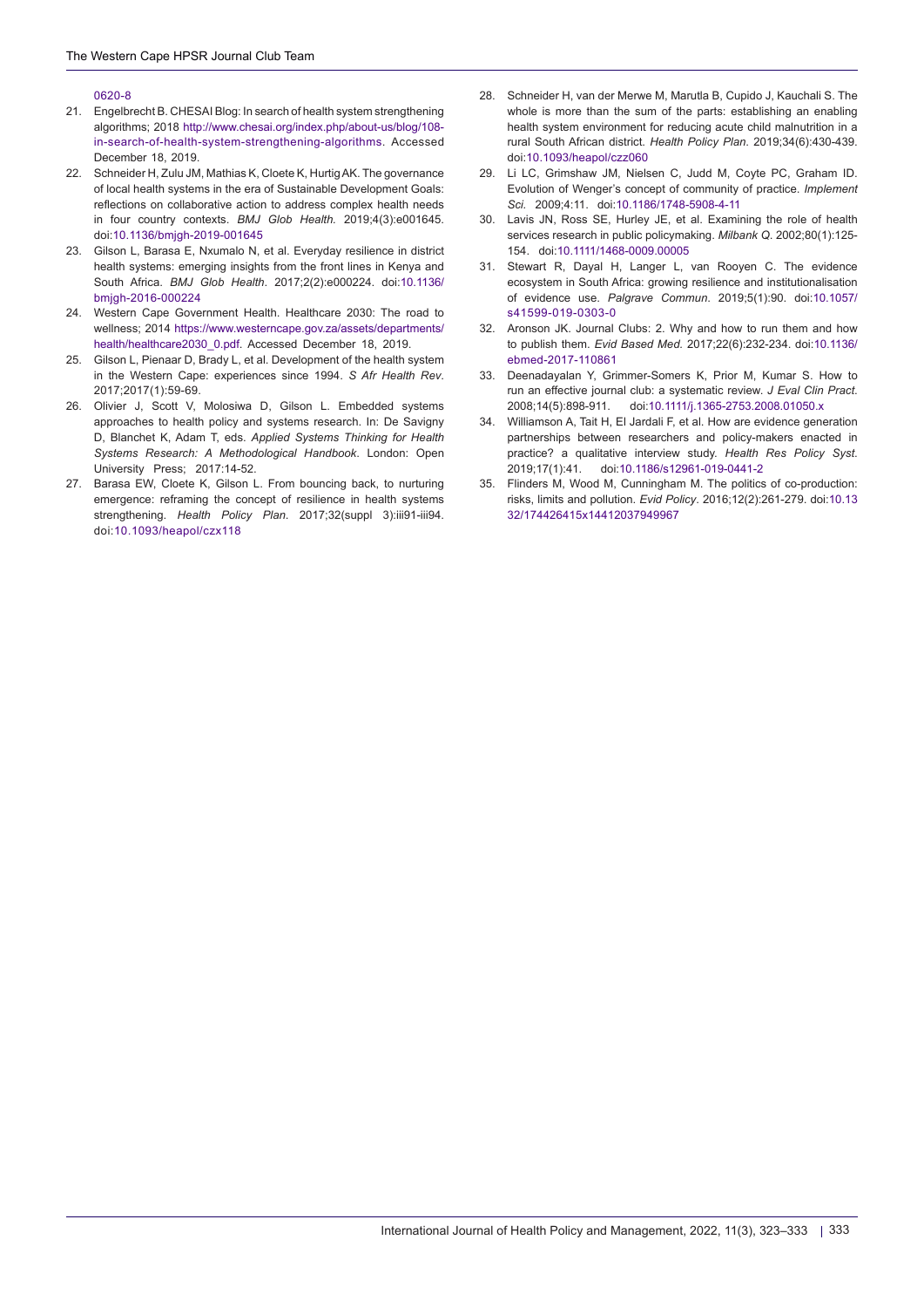0620-8

21. Engelbrecht B. CHESAI Blog: In search of health system strengthening algorithms; 2018 http://www.chesai.org/index.php/about-us/blog/108-in-search-of-health-system-strengthening-algorithms. Accessed December 18, 2019.
22. Schneider H, Zulu JM, Mathias K, Cloete K, Hurtig AK. The governance of local health systems in the era of Sustainable Development Goals: reflections on collaborative action to address complex health needs in four country contexts. *BMJ Glob Health*. 2019;4(3):e001645. doi:10.1136/bmjgh-2019-001645
23. Gilson L, Barasa E, Nxumalo N, et al. Everyday resilience in district health systems: emerging insights from the front lines in Kenya and South Africa. *BMJ Glob Health*. 2017;2(2):e000224. doi:10.1136/bmjgh-2016-000224
24. Western Cape Government Health. Healthcare 2030: The road to wellness; 2014 https://www.westerncape.gov.za/assets/departments/health/healthcare2030_0.pdf. Accessed December 18, 2019.
25. Gilson L, Pienaar D, Brady L, et al. Development of the health system in the Western Cape: experiences since 1994. *S Afr Health Rev*. 2017;2017(1):59-69.
26. Olivier J, Scott V, Molosiwa D, Gilson L. Embedded systems approaches to health policy and systems research. In: De Savigny D, Blanchet K, Adam T, eds. *Applied Systems Thinking for Health Systems Research: A Methodological Handbook*. London: Open University Press; 2017:14-52.
27. Barasa EW, Cloete K, Gilson L. From bouncing back, to nurturing emergence: reframing the concept of resilience in health systems strengthening. *Health Policy Plan*. 2017;32(suppl 3):iii91-iii94. doi:10.1093/heapol/czx118
28. Schneider H, van der Merwe M, Marutla B, Cupido J, Kauchali S. The whole is more than the sum of the parts: establishing an enabling health system environment for reducing acute child malnutrition in a rural South African district. *Health Policy Plan*. 2019;34(6):430-439. doi:10.1093/heapol/czz060
29. Li LC, Grimshaw JM, Nielsen C, Judd M, Coyte PC, Graham ID. Evolution of Wenger's concept of community of practice. *Implement Sci*. 2009;4:11. doi:10.1186/1748-5908-4-11
30. Lavis JN, Ross SE, Hurley JE, et al. Examining the role of health services research in public policymaking. *Milbank Q*. 2002;80(1):125-154. doi:10.1111/1468-0009.00005
31. Stewart R, Dayal H, Langer L, van Rooyen C. The evidence ecosystem in South Africa: growing resilience and institutionalisation of evidence use. *Palgrave Commun*. 2019;5(1):90. doi:10.1057/s41599-019-0303-0
32. Aronson JK. Journal Clubs: 2. Why and how to run them and how to publish them. *Evid Based Med*. 2017;22(6):232-234. doi:10.1136/ebmed-2017-110861
33. Deenadayalan Y, Grimmer-Somers K, Prior M, Kumar S. How to run an effective journal club: a systematic review. *J Eval Clin Pract*. 2008;14(5):898-911. doi:10.1111/j.1365-2753.2008.01050.x
34. Williamson A, Tait H, El Jardali F, et al. How are evidence generation partnerships between researchers and policy-makers enacted in practice? a qualitative interview study. *Health Res Policy Syst*. 2019;17(1):41. doi:10.1186/s12961-019-0441-2
35. Flinders M, Wood M, Cunningham M. The politics of co-production: risks, limits and pollution. *Evid Policy*. 2016;12(2):261-279. doi:10.1332/174426415x14412037949967